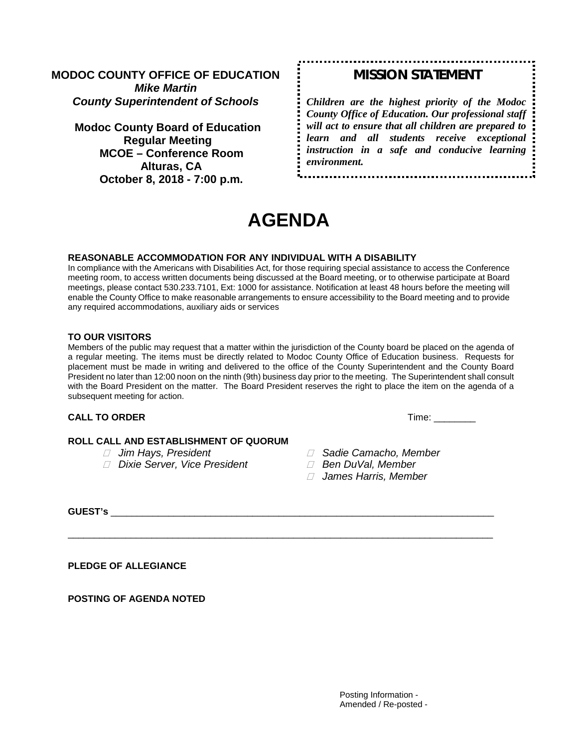**MODOC COUNTY OFFICE OF EDUCATION**
***Mike Martin***
***County Superintendent of Schools***

**Modoc County Board of Education**
**Regular Meeting**
**MCOE – Conference Room**
**Alturas, CA**
**October 8, 2018 - 7:00 p.m.**

## MISSION STATEMENT

***Children are the highest priority of the Modoc County Office of Education. Our professional staff will act to ensure that all children are prepared to learn and all students receive exceptional instruction in a safe and conducive learning environment.***

# AGENDA

**REASONABLE ACCOMMODATION FOR ANY INDIVIDUAL WITH A DISABILITY**

In compliance with the Americans with Disabilities Act, for those requiring special assistance to access the Conference meeting room, to access written documents being discussed at the Board meeting, or to otherwise participate at Board meetings, please contact 530.233.7101, Ext: 1000 for assistance. Notification at least 48 hours before the meeting will enable the County Office to make reasonable arrangements to ensure accessibility to the Board meeting and to provide any required accommodations, auxiliary aids or services

**TO OUR VISITORS**

Members of the public may request that a matter within the jurisdiction of the County board be placed on the agenda of a regular meeting. The items must be directly related to Modoc County Office of Education business. Requests for placement must be made in writing and delivered to the office of the County Superintendent and the County Board President no later than 12:00 noon on the ninth (9th) business day prior to the meeting. The Superintendent shall consult with the Board President on the matter. The Board President reserves the right to place the item on the agenda of a subsequent meeting for action.

**CALL TO ORDER** Time: ________

**ROLL CALL AND ESTABLISHMENT OF QUORUM**

- *Jim Hays, President*
- *Dixie Server, Vice President*
- *Sadie Camacho, Member*
- *Ben DuVal, Member*
- *James Harris, Member*

**GUEST's** ______________________________________________________________________________

______________________________________________________________________________________

**PLEDGE OF ALLEGIANCE**

**POSTING OF AGENDA NOTED**

Posting Information -
Amended / Re-posted -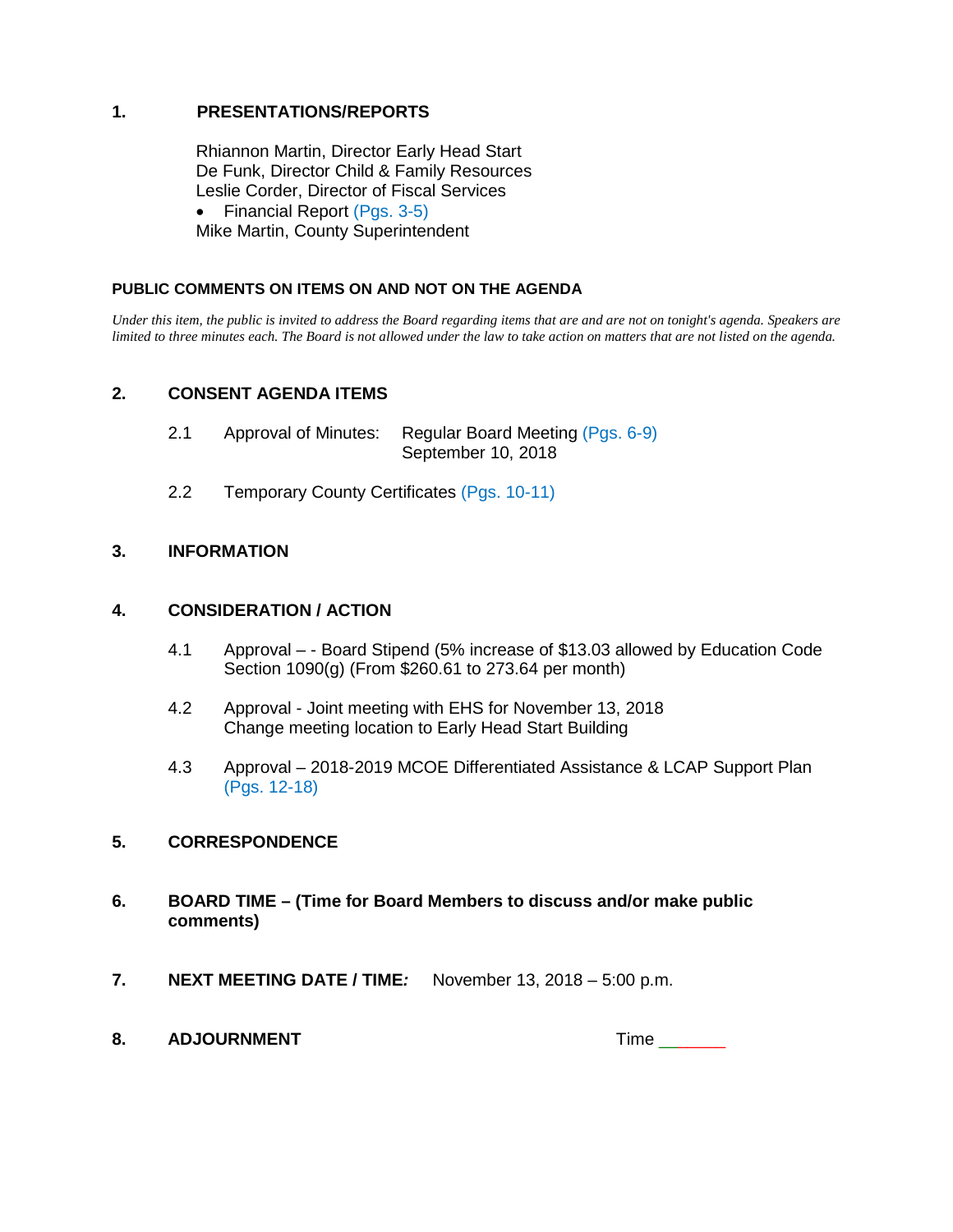## 1. PRESENTATIONS/REPORTS

Rhiannon Martin, Director Early Head Start
De Funk, Director Child & Family Resources
Leslie Corder, Director of Fiscal Services

- Financial Report (Pgs. 3-5)

Mike Martin, County Superintendent

### PUBLIC COMMENTS ON ITEMS ON AND NOT ON THE AGENDA

*Under this item, the public is invited to address the Board regarding items that are and are not on tonight's agenda. Speakers are limited to three minutes each. The Board is not allowed under the law to take action on matters that are not listed on the agenda.*

## 2. CONSENT AGENDA ITEMS

2.1 Approval of Minutes: Regular Board Meeting (Pgs. 6-9)
September 10, 2018

2.2 Temporary County Certificates (Pgs. 10-11)

## 3. INFORMATION

## 4. CONSIDERATION / ACTION

4.1 Approval – - Board Stipend (5% increase of $13.03 allowed by Education Code Section 1090(g) (From $260.61 to 273.64 per month)

4.2 Approval - Joint meeting with EHS for November 13, 2018
Change meeting location to Early Head Start Building

4.3 Approval – 2018-2019 MCOE Differentiated Assistance & LCAP Support Plan (Pgs. 12-18)

## 5. CORRESPONDENCE

## 6. BOARD TIME – (Time for Board Members to discuss and/or make public comments)

## 7. NEXT MEETING DATE / TIME*:* November 13, 2018 – 5:00 p.m.

## 8. ADJOURNMENT

Time _______